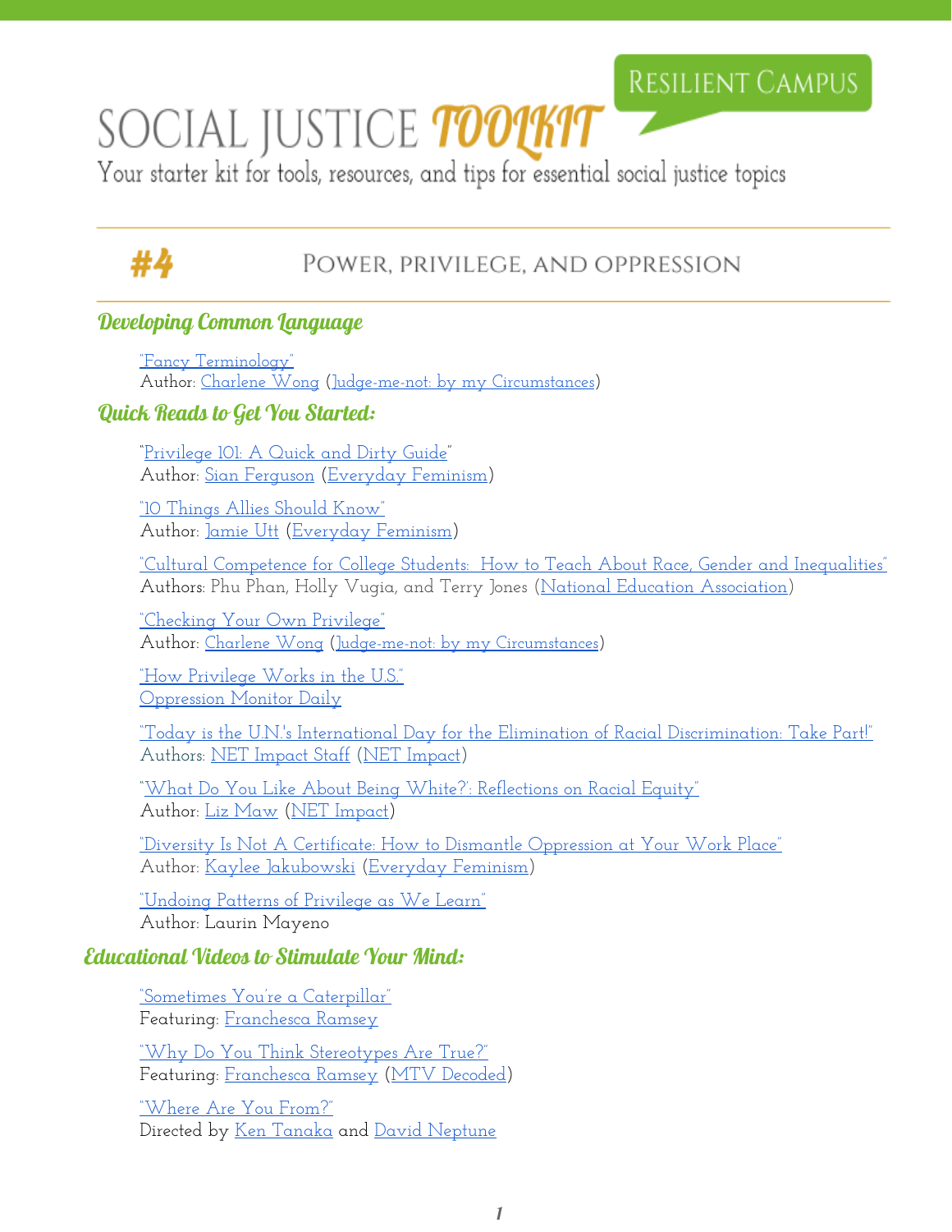# SOCIAL JUSTICE TOOLKIT

RESILIENT CAMPUS

Your starter kit for tools, resources, and tips for essential social justice topics

## #4 POWER, PRIVILEGE, AND OPPRESSION

### Developing Common Language

"Fancy Terminology"
Author: Charlene Wong (Judge-me-not: by my Circumstances)

### Quick Reads to Get You Started:

"Privilege 101: A Quick and Dirty Guide"
Author: Sian Ferguson (Everyday Feminism)

"10 Things Allies Should Know"
Author: Jamie Utt (Everyday Feminism)

"Cultural Competence for College Students: How to Teach About Race, Gender and Inequalities"
Authors: Phu Phan, Holly Vugia, and Terry Jones (National Education Association)

"Checking Your Own Privilege"
Author: Charlene Wong (Judge-me-not: by my Circumstances)

"How Privilege Works in the U.S."
Oppression Monitor Daily

"Today is the U.N.'s International Day for the Elimination of Racial Discrimination: Take Part!"
Authors: NET Impact Staff (NET Impact)

"'What Do You Like About Being White?': Reflections on Racial Equity"
Author: Liz Maw (NET Impact)

"Diversity Is Not A Certificate: How to Dismantle Oppression at Your Work Place"
Author: Kaylee Jakubowski (Everyday Feminism)

"Undoing Patterns of Privilege as We Learn"
Author: Laurin Mayeno

### Educational Videos to Stimulate Your Mind:

"Sometimes You're a Caterpillar"
Featuring: Franchesca Ramsey

"Why Do You Think Stereotypes Are True?"
Featuring: Franchesca Ramsey (MTV Decoded)

"Where Are You From?"
Directed by Ken Tanaka and David Neptune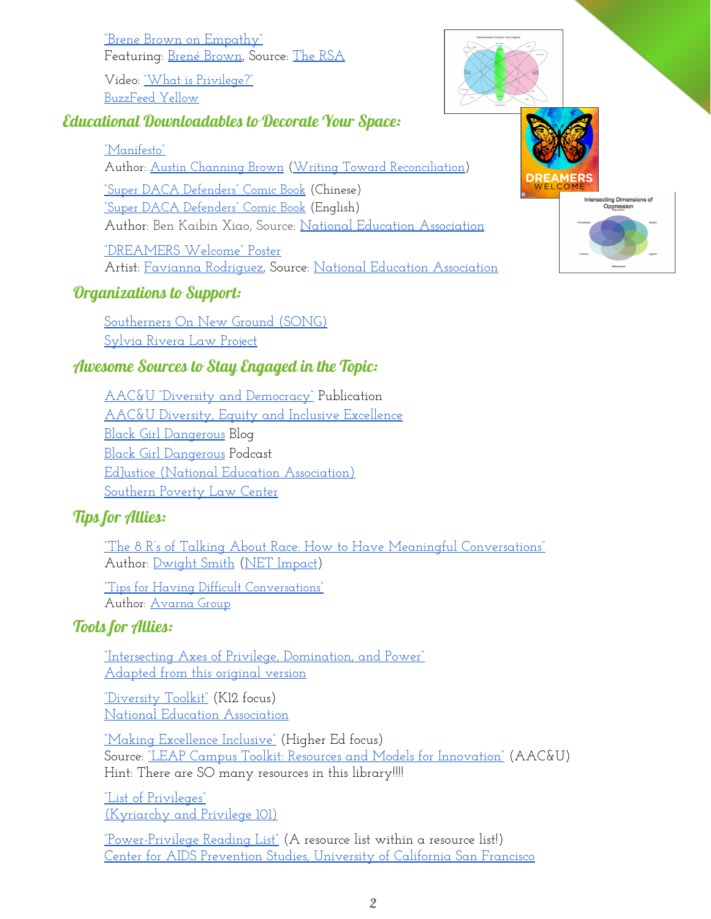"Brene Brown on Empathy"
Featuring: Brené Brown, Source: The RSA

Video: "What is Privilege?"
BuzzFeed Yellow

## Educational Downloadables to Decorate Your Space:

"Manifesto"
Author: Austin Channing Brown (Writing Toward Reconciliation)

"Super DACA Defenders" Comic Book (Chinese)
"Super DACA Defenders" Comic Book (English)
Author: Ben Kaibin Xiao, Source: National Education Association

"DREAMERS Welcome" Poster
Artist: Favianna Rodriguez, Source: National Education Association

## Organizations to Support:

Southerners On New Ground (SONG)
Sylvia Rivera Law Project

## Awesome Sources to Stay Engaged in the Topic:

AAC&U "Diversity and Democracy" Publication
AAC&U Diversity, Equity and Inclusive Excellence
Black Girl Dangerous Blog
Black Girl Dangerous Podcast
EdJustice (National Education Association)
Southern Poverty Law Center

## Tips for Allies:

"The 8 R's of Talking About Race: How to Have Meaningful Conversations"
Author: Dwight Smith (NET Impact)

"Tips for Having Difficult Conversations"
Author: Avarna Group

## Tools for Allies:

"Intersecting Axes of Privilege, Domination, and Power"
Adapted from this original version

"Diversity Toolkit" (K12 focus)
National Education Association

"Making Excellence Inclusive" (Higher Ed focus)
Source: "LEAP Campus Toolkit: Resources and Models for Innovation" (AAC&U)
Hint: There are SO many resources in this library!!!!

"List of Privileges"
(Kyriarchy and Privilege 101)

"Power-Privilege Reading List" (A resource list within a resource list!)
Center for AIDS Prevention Studies, University of California San Francisco